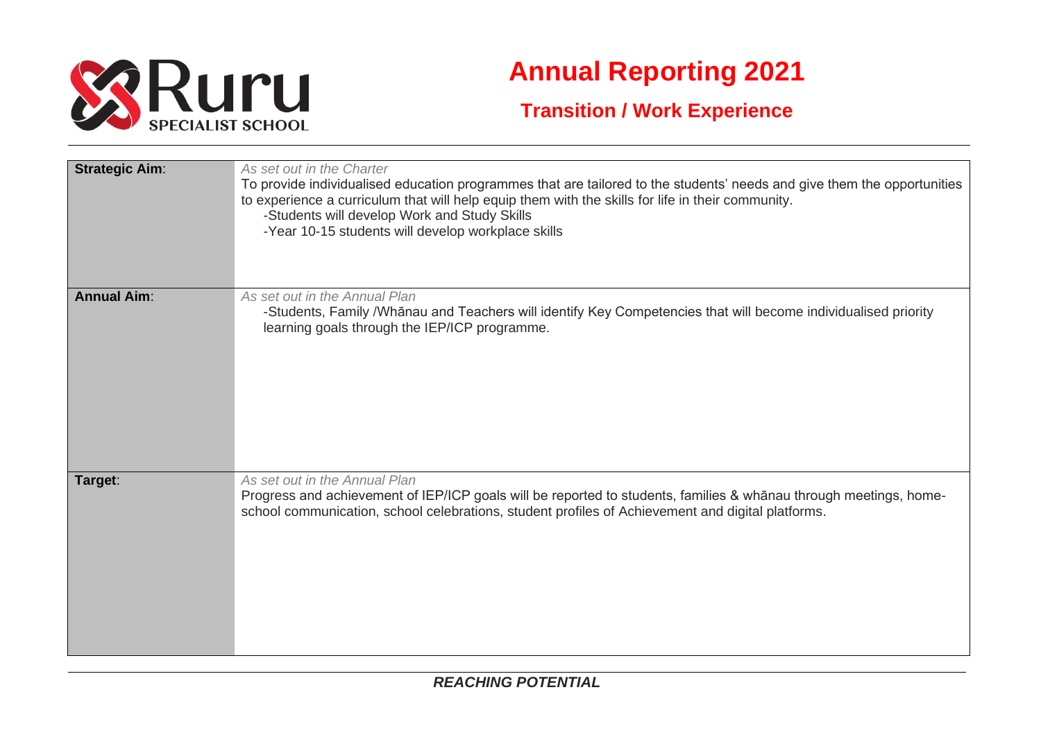Ruru SPECIALIST SCHOOL

# Annual Reporting 2021

## Transition / Work Experience

| | |
|---|---|
| **Strategic Aim**: | *As set out in the Charter*<br>To provide individualised education programmes that are tailored to the students' needs and give them the opportunities to experience a curriculum that will help equip them with the skills for life in their community.<br>-Students will develop Work and Study Skills<br>-Year 10-15 students will develop workplace skills |
| **Annual Aim**: | *As set out in the Annual Plan*<br>-Students, Family /Whānau and Teachers will identify Key Competencies that will become individualised priority learning goals through the IEP/ICP programme. |
| **Target**: | *As set out in the Annual Plan*<br>Progress and achievement of IEP/ICP goals will be reported to students, families & whānau through meetings, home-school communication, school celebrations, student profiles of Achievement and digital platforms. |

***REACHING POTENTIAL***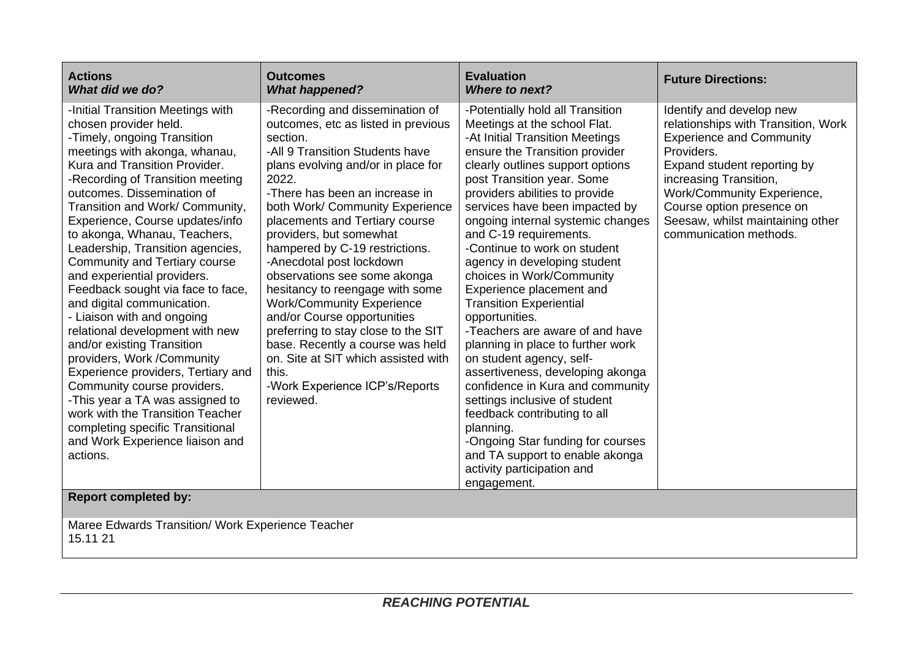| **Actions** *What did we do?* | **Outcomes** *What happened?* | **Evaluation** *Where to next?* | **Future Directions:** |
|---|---|---|---|
| -Initial Transition Meetings with chosen provider held.<br>-Timely, ongoing Transition meetings with akonga, whanau, Kura and Transition Provider.<br>-Recording of Transition meeting outcomes. Dissemination of Transition and Work/ Community, Experience, Course updates/info to akonga, Whanau, Teachers, Leadership, Transition agencies, Community and Tertiary course and experiential providers. Feedback sought via face to face, and digital communication.<br>- Liaison with and ongoing relational development with new and/or existing Transition providers, Work /Community Experience providers, Tertiary and Community course providers.<br>-This year a TA was assigned to work with the Transition Teacher completing specific Transitional and Work Experience liaison and actions. | -Recording and dissemination of outcomes, etc as listed in previous section.<br>-All 9 Transition Students have plans evolving and/or in place for 2022.<br>-There has been an increase in both Work/ Community Experience placements and Tertiary course providers, but somewhat hampered by C-19 restrictions.<br>-Anecdotal post lockdown observations see some akonga hesitancy to reengage with some Work/Community Experience and/or Course opportunities preferring to stay close to the SIT base. Recently a course was held on. Site at SIT which assisted with this.<br>-Work Experience ICP's/Reports reviewed. | -Potentially hold all Transition Meetings at the school Flat.<br>-At Initial Transition Meetings ensure the Transition provider clearly outlines support options post Transition year. Some providers abilities to provide services have been impacted by ongoing internal systemic changes and C-19 requirements.<br>-Continue to work on student agency in developing student choices in Work/Community Experience placement and Transition Experiential opportunities.<br>-Teachers are aware of and have planning in place to further work on student agency, self-assertiveness, developing akonga confidence in Kura and community settings inclusive of student feedback contributing to all planning.<br>-Ongoing Star funding for courses and TA support to enable akonga activity participation and engagement. | Identify and develop new relationships with Transition, Work Experience and Community Providers.<br>Expand student reporting by increasing Transition, Work/Community Experience, Course option presence on Seesaw, whilst maintaining other communication methods. |

**Report completed by:**

Maree Edwards Transition/ Work Experience Teacher
15.11 21

***REACHING POTENTIAL***